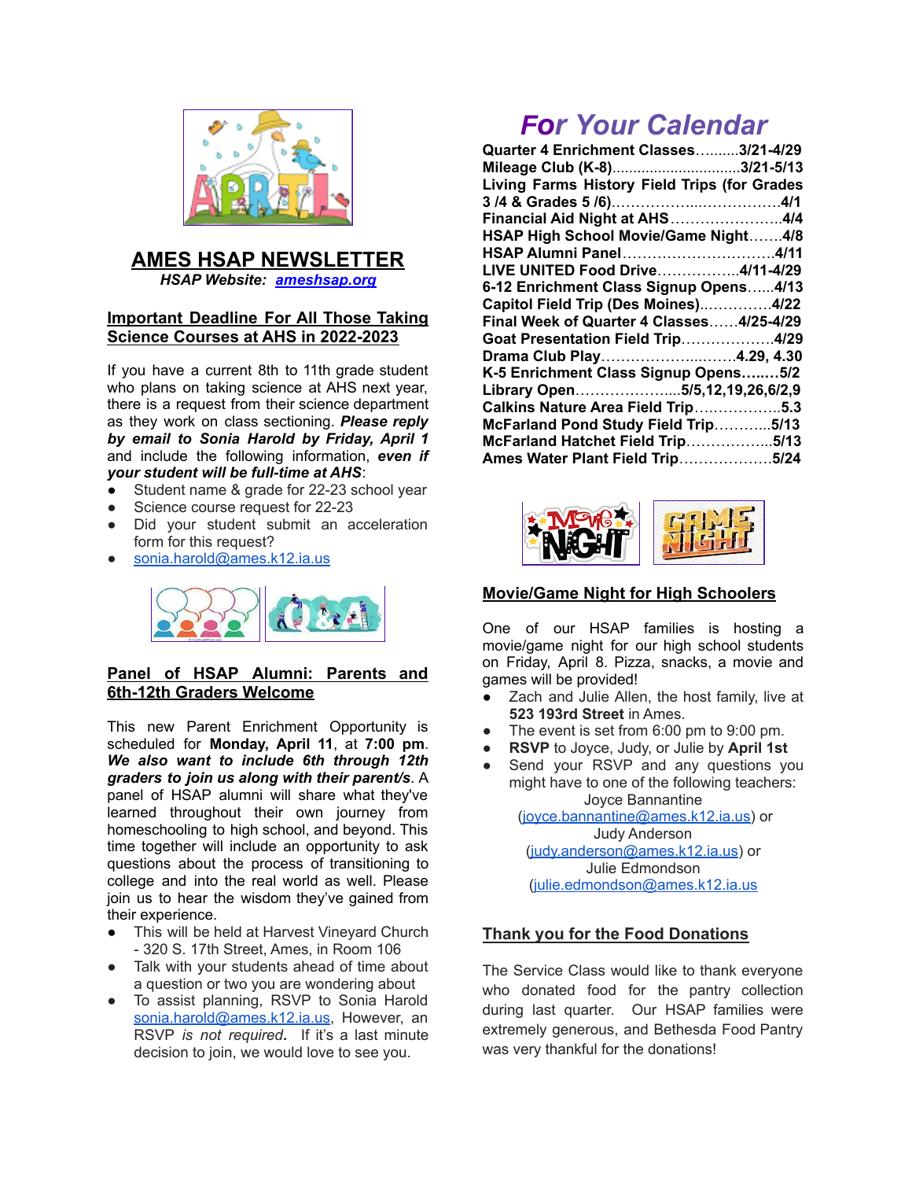# AMES HSAP NEWSLETTER

*HSAP Website:* ***ameshsap.org***

## Important Deadline For All Those Taking Science Courses at AHS in 2022-2023

If you have a current 8th to 11th grade student who plans on taking science at AHS next year, there is a request from their science department as they work on class sectioning. ***Please reply by email to Sonia Harold by Friday, April 1*** and include the following information, ***even if your student will be full-time at AHS***:

- Student name & grade for 22-23 school year
- Science course request for 22-23
- Did your student submit an acceleration form for this request?
- sonia.harold@ames.k12.ia.us

## Panel of HSAP Alumni: Parents and 6th-12th Graders Welcome

This new Parent Enrichment Opportunity is scheduled for **Monday, April 11**, at **7:00 pm**. ***We also want to include 6th through 12th graders to join us along with their parent/s***. A panel of HSAP alumni will share what they've learned throughout their own journey from homeschooling to high school, and beyond. This time together will include an opportunity to ask questions about the process of transitioning to college and into the real world as well. Please join us to hear the wisdom they've gained from their experience.

- This will be held at Harvest Vineyard Church - 320 S. 17th Street, Ames, in Room 106
- Talk with your students ahead of time about a question or two you are wondering about
- To assist planning, RSVP to Sonia Harold sonia.harold@ames.k12.ia.us, However, an RSVP *is not required***.** If it's a last minute decision to join, we would love to see you.

# *For Your Calendar*

**Quarter 4 Enrichment Classes……....3/21-4/29**
**Mileage Club (K-8)...............................3/21-5/13**
**Living Farms History Field Trips (for Grades 3 /4 & Grades 5 /6)………………...……………..4/1**
**Financial Aid Night at AHS……………………4/4**
**HSAP High School Movie/Game Night…….4/8**
**HSAP Alumni Panel………………………….4/11**
**LIVE UNITED Food Drive……………..4/11-4/29**
**6-12 Enrichment Class Signup Opens…...4/13**
**Capitol Field Trip (Des Moines)……………4/22**
**Final Week of Quarter 4 Classes……4/25-4/29**
**Goat Presentation Field Trip………………4/29**
**Drama Club Play…………………...……4.29, 4.30**
**K-5 Enrichment Class Signup Opens…..…5/2**
**Library Open………………....5/5,12,19,26,6/2,9**
**Calkins Nature Area Field Trip……………..5.3**
**McFarland Pond Study Field Trip………....5/13**
**McFarland Hatchet Field Trip……………...5/13**
**Ames Water Plant Field Trip………………5/24**

## Movie/Game Night for High Schoolers

One of our HSAP families is hosting a movie/game night for our high school students on Friday, April 8. Pizza, snacks, a movie and games will be provided!

- Zach and Julie Allen, the host family, live at **523 193rd Street** in Ames.
- The event is set from 6:00 pm to 9:00 pm.
- **RSVP** to Joyce, Judy, or Julie by **April 1st**
- Send your RSVP and any questions you might have to one of the following teachers:
  Joyce Bannantine (joyce.bannantine@ames.k12.ia.us) or
  Judy Anderson (judy.anderson@ames.k12.ia.us) or
  Julie Edmondson (julie.edmondson@ames.k12.ia.us

## Thank you for the Food Donations

The Service Class would like to thank everyone who donated food for the pantry collection during last quarter. Our HSAP families were extremely generous, and Bethesda Food Pantry was very thankful for the donations!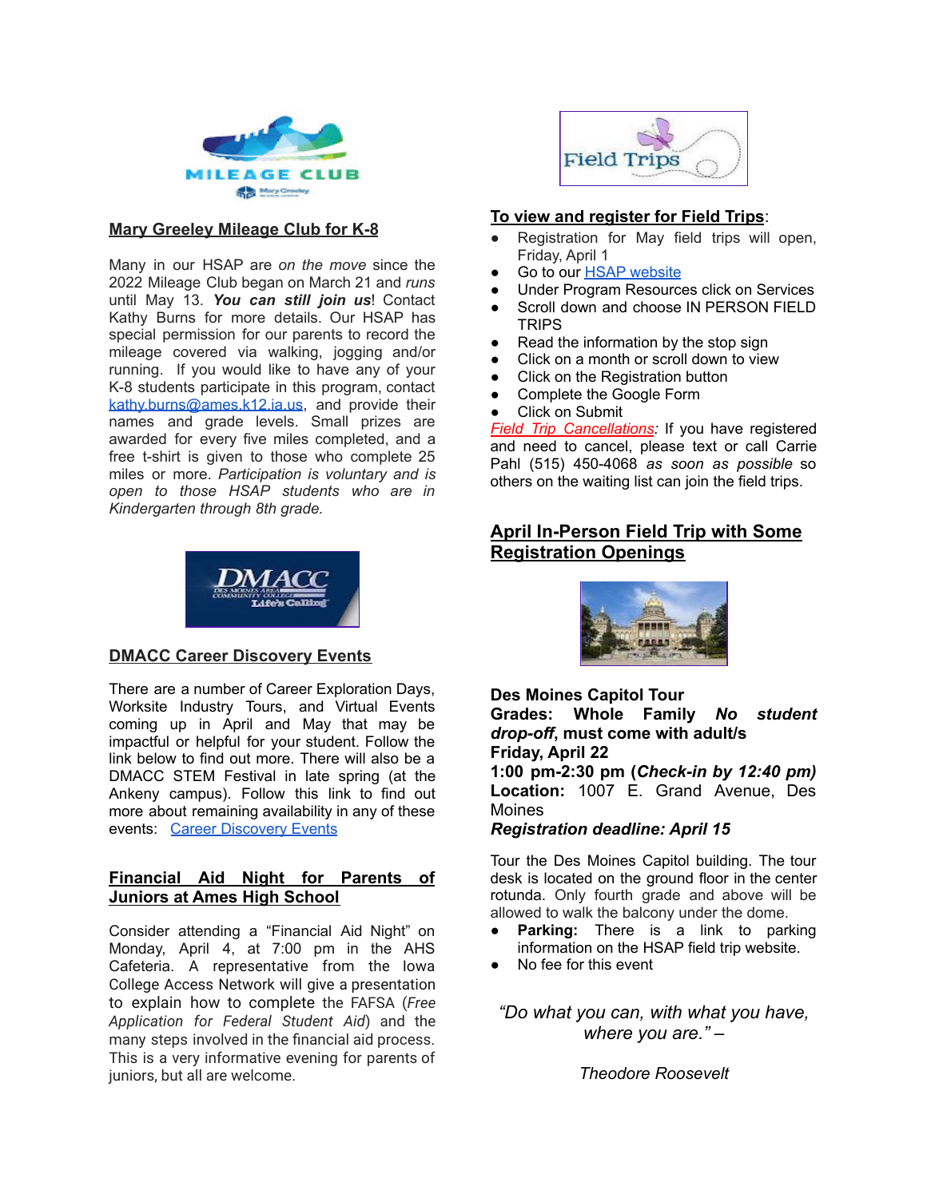## Mary Greeley Mileage Club for K-8

Many in our HSAP are *on the move* since the 2022 Mileage Club began on March 21 and *runs* until May 13. ***You can still join us***! Contact Kathy Burns for more details. Our HSAP has special permission for our parents to record the mileage covered via walking, jogging and/or running. If you would like to have any of your K-8 students participate in this program, contact kathy.burns@ames.k12.ia.us, and provide their names and grade levels. Small prizes are awarded for every five miles completed, and a free t-shirt is given to those who complete 25 miles or more. *Participation is voluntary and is open to those HSAP students who are in Kindergarten through 8th grade.*

## DMACC Career Discovery Events

There are a number of Career Exploration Days, Worksite Industry Tours, and Virtual Events coming up in April and May that may be impactful or helpful for your student. Follow the link below to find out more. There will also be a DMACC STEM Festival in late spring (at the Ankeny campus). Follow this link to find out more about remaining availability in any of these events: Career Discovery Events

## Financial Aid Night for Parents of Juniors at Ames High School

Consider attending a "Financial Aid Night" on Monday, April 4, at 7:00 pm in the AHS Cafeteria. A representative from the Iowa College Access Network will give a presentation to explain how to complete the FAFSA (*Free Application for Federal Student Aid*) and the many steps involved in the financial aid process. This is a very informative evening for parents of juniors, but all are welcome.

## To view and register for Field Trips:

- Registration for May field trips will open, Friday, April 1
- Go to our HSAP website
- Under Program Resources click on Services
- Scroll down and choose IN PERSON FIELD TRIPS
- Read the information by the stop sign
- Click on a month or scroll down to view
- Click on the Registration button
- Complete the Google Form
- Click on Submit

*Field Trip Cancellations:* If you have registered and need to cancel, please text or call Carrie Pahl (515) 450-4068 *as soon as possible* so others on the waiting list can join the field trips.

## April In-Person Field Trip with Some Registration Openings

**Des Moines Capitol Tour**
**Grades: Whole Family *No student drop-off*, must come with adult/s**
**Friday, April 22**
**1:00 pm-2:30 pm (*Check-in by 12:40 pm)***
**Location:** 1007 E. Grand Avenue, Des Moines
***Registration deadline: April 15***

Tour the Des Moines Capitol building. The tour desk is located on the ground floor in the center rotunda. Only fourth grade and above will be allowed to walk the balcony under the dome.

- **Parking:** There is a link to parking information on the HSAP field trip website.
- No fee for this event

*"Do what you can, with what you have, where you are." –*

*Theodore Roosevelt*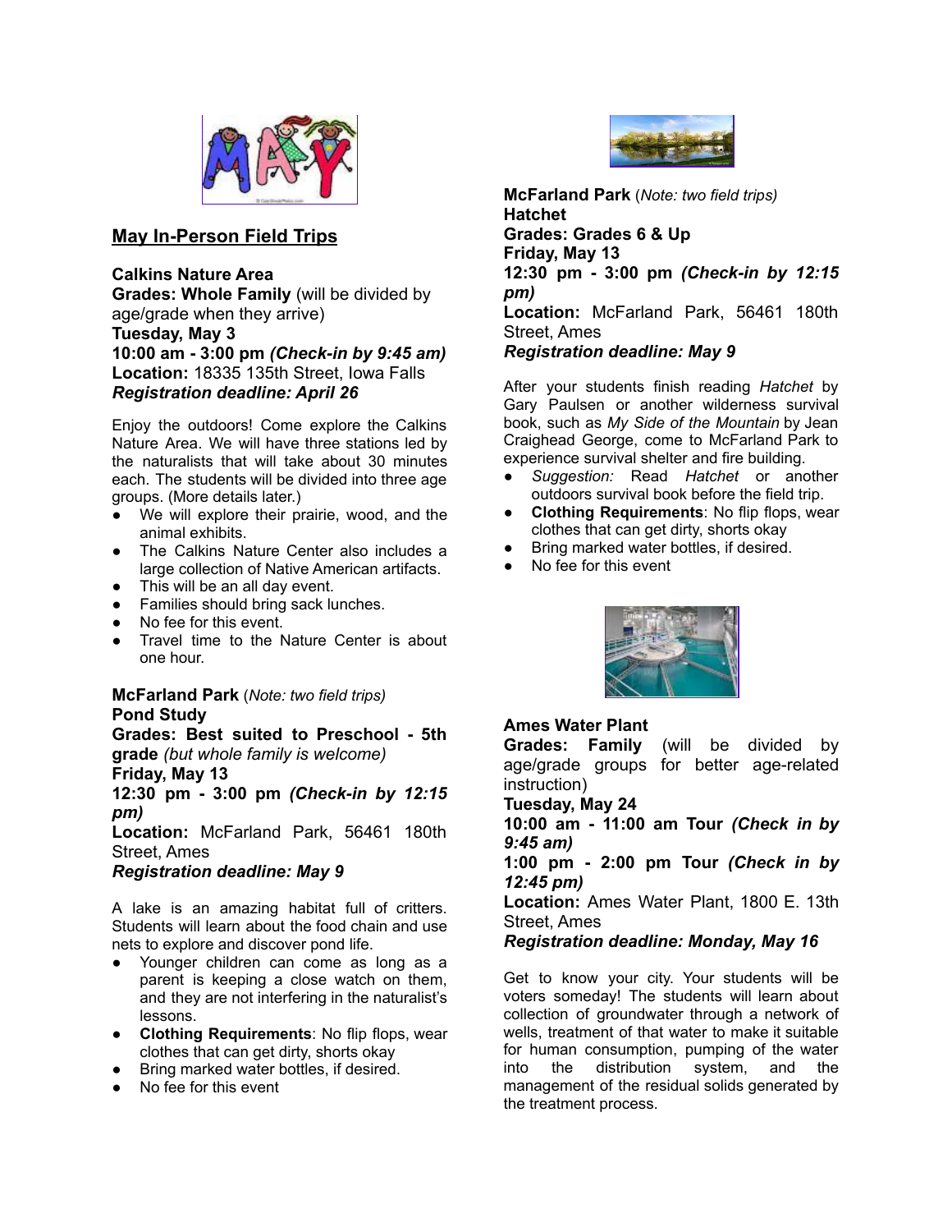## May In-Person Field Trips

**Calkins Nature Area**
**Grades: Whole Family** (will be divided by age/grade when they arrive)
**Tuesday, May 3**
**10:00 am - 3:00 pm *(Check-in by 9:45 am)***
**Location:** 18335 135th Street, Iowa Falls
***Registration deadline: April 26***

Enjoy the outdoors! Come explore the Calkins Nature Area. We will have three stations led by the naturalists that will take about 30 minutes each. The students will be divided into three age groups. (More details later.)

- We will explore their prairie, wood, and the animal exhibits.
- The Calkins Nature Center also includes a large collection of Native American artifacts.
- This will be an all day event.
- Families should bring sack lunches.
- No fee for this event.
- Travel time to the Nature Center is about one hour.

**McFarland Park** (*Note: two field trips)*
**Pond Study**
**Grades: Best suited to Preschool - 5th grade** *(but whole family is welcome)*
**Friday, May 13**
**12:30 pm - 3:00 pm *(Check-in by 12:15 pm)***
**Location:** McFarland Park, 56461 180th Street, Ames
***Registration deadline: May 9***

A lake is an amazing habitat full of critters. Students will learn about the food chain and use nets to explore and discover pond life.

- Younger children can come as long as a parent is keeping a close watch on them, and they are not interfering in the naturalist's lessons.
- **Clothing Requirements**: No flip flops, wear clothes that can get dirty, shorts okay
- Bring marked water bottles, if desired.
- No fee for this event

**McFarland Park** (*Note: two field trips)*
**Hatchet**
**Grades: Grades 6 & Up**
**Friday, May 13**
**12:30 pm - 3:00 pm *(Check-in by 12:15 pm)***
**Location:** McFarland Park, 56461 180th Street, Ames
***Registration deadline: May 9***

After your students finish reading *Hatchet* by Gary Paulsen or another wilderness survival book, such as *My Side of the Mountain* by Jean Craighead George, come to McFarland Park to experience survival shelter and fire building.

- *Suggestion:* Read *Hatchet* or another outdoors survival book before the field trip.
- **Clothing Requirements**: No flip flops, wear clothes that can get dirty, shorts okay
- Bring marked water bottles, if desired.
- No fee for this event

**Ames Water Plant**
**Grades: Family** (will be divided by age/grade groups for better age-related instruction)
**Tuesday, May 24**
**10:00 am - 11:00 am Tour *(Check in by 9:45 am)***
**1:00 pm - 2:00 pm Tour *(Check in by 12:45 pm)***
**Location:** Ames Water Plant, 1800 E. 13th Street, Ames
***Registration deadline: Monday, May 16***

Get to know your city. Your students will be voters someday! The students will learn about collection of groundwater through a network of wells, treatment of that water to make it suitable for human consumption, pumping of the water into the distribution system, and the management of the residual solids generated by the treatment process.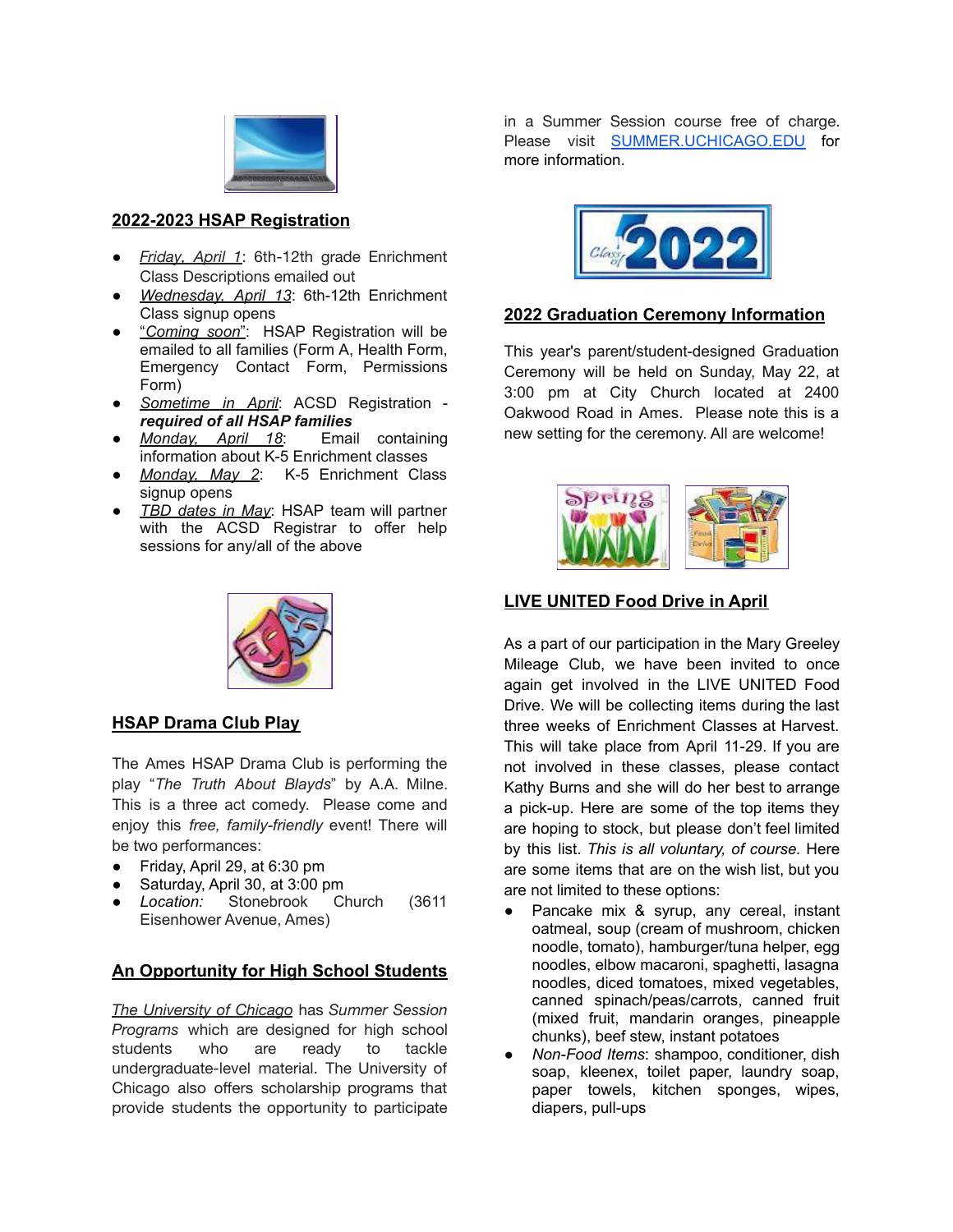## 2022-2023 HSAP Registration

- *Friday, April 1*: 6th-12th grade Enrichment Class Descriptions emailed out
- *Wednesday, April 13*: 6th-12th Enrichment Class signup opens
- "*Coming soon*": HSAP Registration will be emailed to all families (Form A, Health Form, Emergency Contact Form, Permissions Form)
- *Sometime in April*: ACSD Registration - ***required of all HSAP families***
- *Monday, April 18*: Email containing information about K-5 Enrichment classes
- *Monday, May 2*: K-5 Enrichment Class signup opens
- *TBD dates in May*: HSAP team will partner with the ACSD Registrar to offer help sessions for any/all of the above

## HSAP Drama Club Play

The Ames HSAP Drama Club is performing the play "*The Truth About Blayds*" by A.A. Milne. This is a three act comedy. Please come and enjoy this *free, family-friendly* event! There will be two performances:

- Friday, April 29, at 6:30 pm
- Saturday, April 30, at 3:00 pm
- *Location:* Stonebrook Church (3611 Eisenhower Avenue, Ames)

## An Opportunity for High School Students

*The University of Chicago* has *Summer Session Programs* which are designed for high school students who are ready to tackle undergraduate-level material. The University of Chicago also offers scholarship programs that provide students the opportunity to participate in a Summer Session course free of charge. Please visit SUMMER.UCHICAGO.EDU for more information.

## 2022 Graduation Ceremony Information

This year's parent/student-designed Graduation Ceremony will be held on Sunday, May 22, at 3:00 pm at City Church located at 2400 Oakwood Road in Ames. Please note this is a new setting for the ceremony. All are welcome!

## LIVE UNITED Food Drive in April

As a part of our participation in the Mary Greeley Mileage Club, we have been invited to once again get involved in the LIVE UNITED Food Drive. We will be collecting items during the last three weeks of Enrichment Classes at Harvest. This will take place from April 11-29. If you are not involved in these classes, please contact Kathy Burns and she will do her best to arrange a pick-up. Here are some of the top items they are hoping to stock, but please don't feel limited by this list. *This is all voluntary, of course.* Here are some items that are on the wish list, but you are not limited to these options:

- Pancake mix & syrup, any cereal, instant oatmeal, soup (cream of mushroom, chicken noodle, tomato), hamburger/tuna helper, egg noodles, elbow macaroni, spaghetti, lasagna noodles, diced tomatoes, mixed vegetables, canned spinach/peas/carrots, canned fruit (mixed fruit, mandarin oranges, pineapple chunks), beef stew, instant potatoes
- *Non-Food Items*: shampoo, conditioner, dish soap, kleenex, toilet paper, laundry soap, paper towels, kitchen sponges, wipes, diapers, pull-ups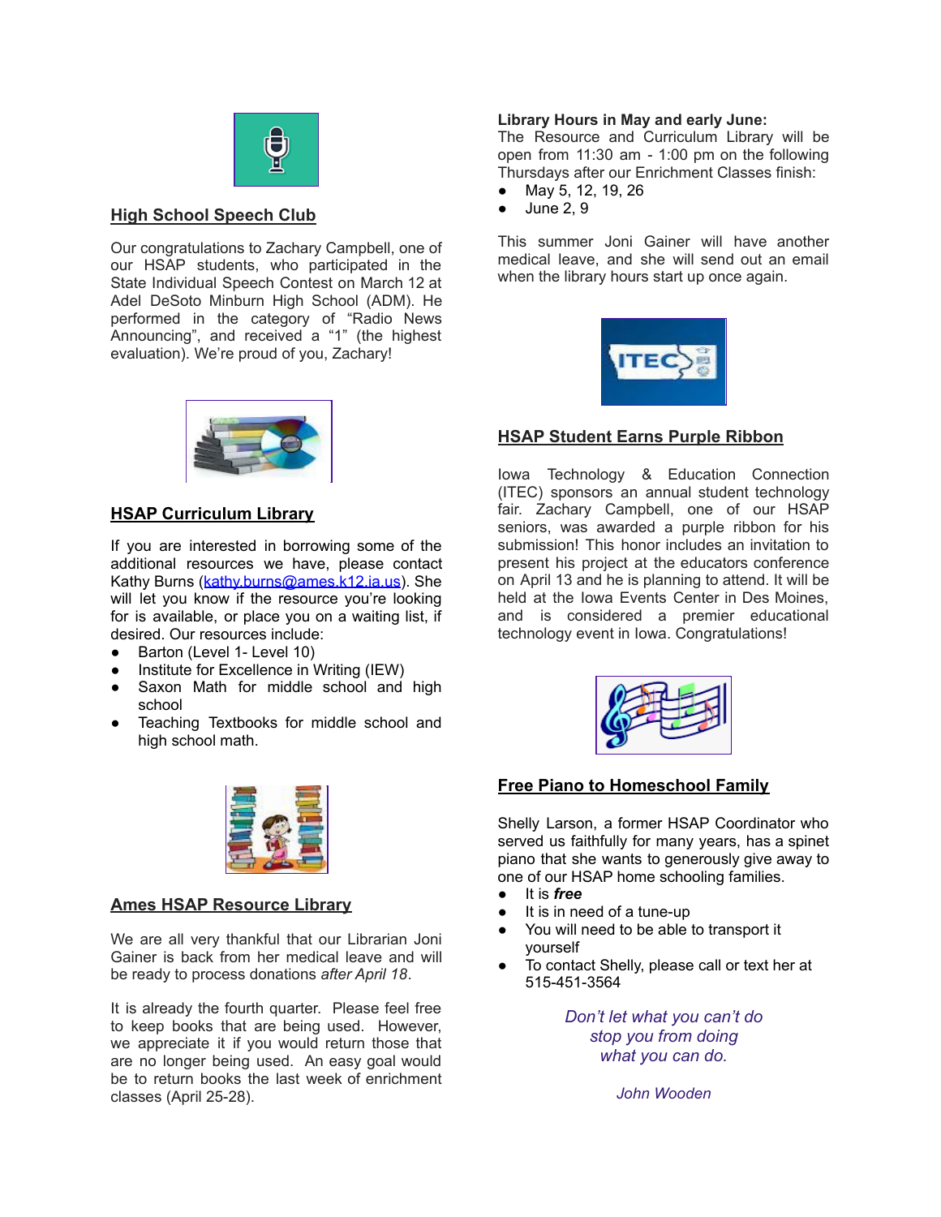## High School Speech Club

Our congratulations to Zachary Campbell, one of our HSAP students, who participated in the State Individual Speech Contest on March 12 at Adel DeSoto Minburn High School (ADM). He performed in the category of "Radio News Announcing", and received a "1" (the highest evaluation). We're proud of you, Zachary!

## HSAP Curriculum Library

If you are interested in borrowing some of the additional resources we have, please contact Kathy Burns (kathy.burns@ames.k12.ia.us). She will let you know if the resource you're looking for is available, or place you on a waiting list, if desired. Our resources include:

- Barton (Level 1- Level 10)
- Institute for Excellence in Writing (IEW)
- Saxon Math for middle school and high school
- Teaching Textbooks for middle school and high school math.

## Ames HSAP Resource Library

We are all very thankful that our Librarian Joni Gainer is back from her medical leave and will be ready to process donations *after April 18*.

It is already the fourth quarter. Please feel free to keep books that are being used. However, we appreciate it if you would return those that are no longer being used. An easy goal would be to return books the last week of enrichment classes (April 25-28).

**Library Hours in May and early June:**
The Resource and Curriculum Library will be open from 11:30 am - 1:00 pm on the following Thursdays after our Enrichment Classes finish:

- May 5, 12, 19, 26
- June 2, 9

This summer Joni Gainer will have another medical leave, and she will send out an email when the library hours start up once again.

## HSAP Student Earns Purple Ribbon

Iowa Technology & Education Connection (ITEC) sponsors an annual student technology fair. Zachary Campbell, one of our HSAP seniors, was awarded a purple ribbon for his submission! This honor includes an invitation to present his project at the educators conference on April 13 and he is planning to attend. It will be held at the Iowa Events Center in Des Moines, and is considered a premier educational technology event in Iowa. Congratulations!

## Free Piano to Homeschool Family

Shelly Larson, a former HSAP Coordinator who served us faithfully for many years, has a spinet piano that she wants to generously give away to one of our HSAP home schooling families.

- It is ***free***
- It is in need of a tune-up
- You will need to be able to transport it yourself
- To contact Shelly, please call or text her at 515-451-3564

*Don't let what you can't do stop you from doing what you can do.*

*John Wooden*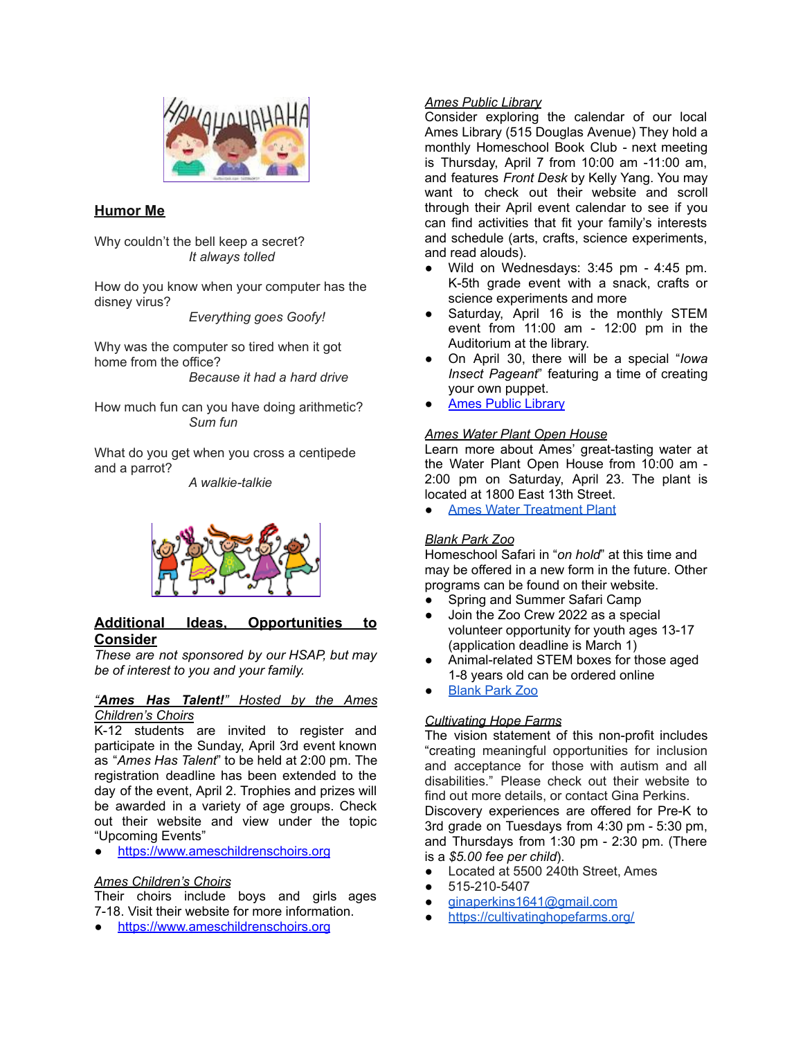## **Humor Me**

Why couldn't the bell keep a secret?
*It always tolled*

How do you know when your computer has the disney virus?
*Everything goes Goofy!*

Why was the computer so tired when it got home from the office?
*Because it had a hard drive*

How much fun can you have doing arithmetic?
*Sum fun*

What do you get when you cross a centipede and a parrot?
*A walkie-talkie*

## **Additional Ideas, Opportunities to Consider**

*These are not sponsored by our HSAP, but may be of interest to you and your family.*

***"Ames Has Talent!"*** *Hosted by the Ames Children's Choirs*

K-12 students are invited to register and participate in the Sunday, April 3rd event known as "*Ames Has Talent*" to be held at 2:00 pm. The registration deadline has been extended to the day of the event, April 2. Trophies and prizes will be awarded in a variety of age groups. Check out their website and view under the topic "Upcoming Events"

- https://www.ameschildrenschoirs.org

*Ames Children's Choirs*

Their choirs include boys and girls ages 7-18. Visit their website for more information.

- https://www.ameschildrenschoirs.org

*Ames Public Library*

Consider exploring the calendar of our local Ames Library (515 Douglas Avenue) They hold a monthly Homeschool Book Club - next meeting is Thursday, April 7 from 10:00 am -11:00 am, and features *Front Desk* by Kelly Yang. You may want to check out their website and scroll through their April event calendar to see if you can find activities that fit your family's interests and schedule (arts, crafts, science experiments, and read alouds).

- Wild on Wednesdays: 3:45 pm - 4:45 pm. K-5th grade event with a snack, crafts or science experiments and more
- Saturday, April 16 is the monthly STEM event from 11:00 am - 12:00 pm in the Auditorium at the library.
- On April 30, there will be a special "*Iowa Insect Pageant*" featuring a time of creating your own puppet.
- Ames Public Library

*Ames Water Plant Open House*

Learn more about Ames' great-tasting water at the Water Plant Open House from 10:00 am - 2:00 pm on Saturday, April 23. The plant is located at 1800 East 13th Street.

- Ames Water Treatment Plant

*Blank Park Zoo*

Homeschool Safari in "*on hold*" at this time and may be offered in a new form in the future. Other programs can be found on their website.

- Spring and Summer Safari Camp
- Join the Zoo Crew 2022 as a special volunteer opportunity for youth ages 13-17 (application deadline is March 1)
- Animal-related STEM boxes for those aged 1-8 years old can be ordered online
- Blank Park Zoo

*Cultivating Hope Farms*

The vision statement of this non-profit includes "creating meaningful opportunities for inclusion and acceptance for those with autism and all disabilities." Please check out their website to find out more details, or contact Gina Perkins.

Discovery experiences are offered for Pre-K to 3rd grade on Tuesdays from 4:30 pm - 5:30 pm, and Thursdays from 1:30 pm - 2:30 pm. (There is a *$5.00 fee per child*).

- Located at 5500 240th Street, Ames
- 515-210-5407
- ginaperkins1641@gmail.com
- https://cultivatinghopefarms.org/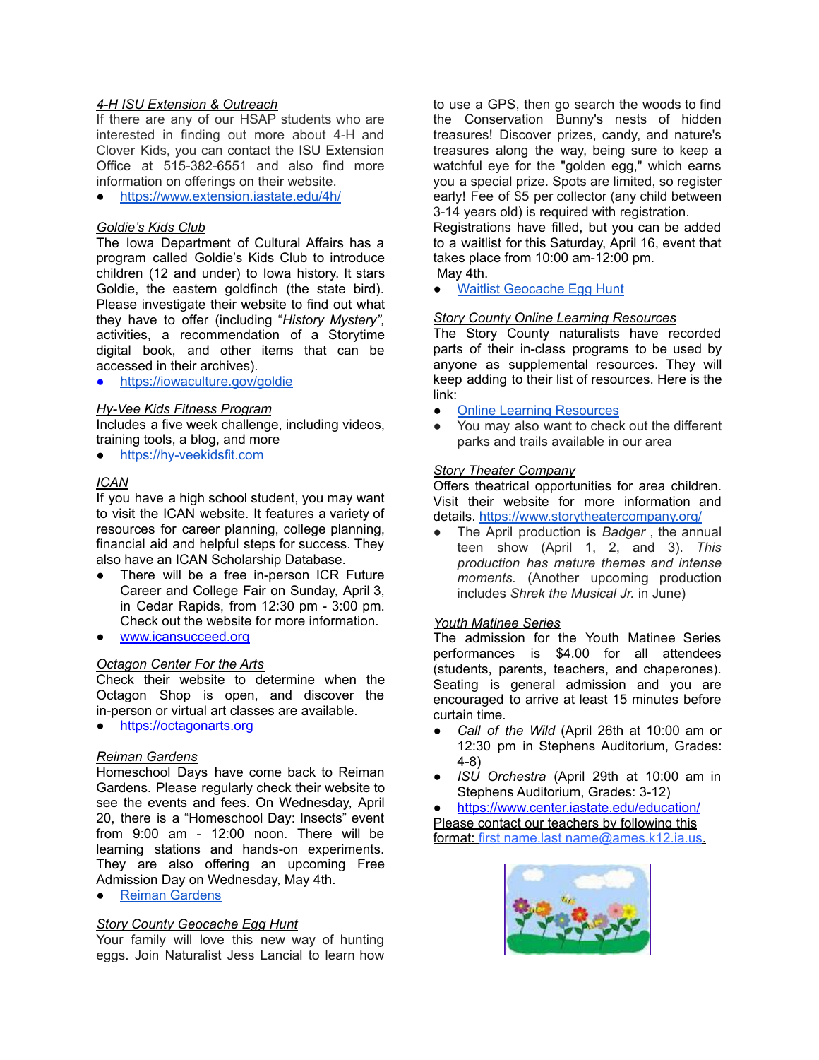### *4-H ISU Extension & Outreach*

If there are any of our HSAP students who are interested in finding out more about 4-H and Clover Kids, you can contact the ISU Extension Office at 515-382-6551 and also find more information on offerings on their website.

- https://www.extension.iastate.edu/4h/

### *Goldie's Kids Club*

The Iowa Department of Cultural Affairs has a program called Goldie's Kids Club to introduce children (12 and under) to Iowa history. It stars Goldie, the eastern goldfinch (the state bird). Please investigate their website to find out what they have to offer (including "*History Mystery*", activities, a recommendation of a Storytime digital book, and other items that can be accessed in their archives).

- https://iowaculture.gov/goldie

### *Hy-Vee Kids Fitness Program*

Includes a five week challenge, including videos, training tools, a blog, and more

- https://hy-veekidsfit.com

### *ICAN*

If you have a high school student, you may want to visit the ICAN website. It features a variety of resources for career planning, college planning, financial aid and helpful steps for success. They also have an ICAN Scholarship Database.

- There will be a free in-person ICR Future Career and College Fair on Sunday, April 3, in Cedar Rapids, from 12:30 pm - 3:00 pm. Check out the website for more information.
- www.icansucceed.org

### *Octagon Center For the Arts*

Check their website to determine when the Octagon Shop is open, and discover the in-person or virtual art classes are available.

- https://octagonarts.org

### *Reiman Gardens*

Homeschool Days have come back to Reiman Gardens. Please regularly check their website to see the events and fees. On Wednesday, April 20, there is a "Homeschool Day: Insects" event from 9:00 am - 12:00 noon. There will be learning stations and hands-on experiments. They are also offering an upcoming Free Admission Day on Wednesday, May 4th.

- Reiman Gardens

### *Story County Geocache Egg Hunt*

Your family will love this new way of hunting eggs. Join Naturalist Jess Lancial to learn how to use a GPS, then go search the woods to find the Conservation Bunny's nests of hidden treasures! Discover prizes, candy, and nature's treasures along the way, being sure to keep a watchful eye for the "golden egg," which earns you a special prize. Spots are limited, so register early! Fee of $5 per collector (any child between 3-14 years old) is required with registration. Registrations have filled, but you can be added to a waitlist for this Saturday, April 16, event that takes place from 10:00 am-12:00 pm.
May 4th.

- Waitlist Geocache Egg Hunt

### *Story County Online Learning Resources*

The Story County naturalists have recorded parts of their in-class programs to be used by anyone as supplemental resources. They will keep adding to their list of resources. Here is the link:

- Online Learning Resources
- You may also want to check out the different parks and trails available in our area

### *Story Theater Company*

Offers theatrical opportunities for area children. Visit their website for more information and details. https://www.storytheatercompany.org/

- The April production is *Badger* , the annual teen show (April 1, 2, and 3). *This production has mature themes and intense moments.* (Another upcoming production includes *Shrek the Musical Jr.* in June)

### *Youth Matinee Series*

The admission for the Youth Matinee Series performances is $4.00 for all attendees (students, parents, teachers, and chaperones). Seating is general admission and you are encouraged to arrive at least 15 minutes before curtain time.

- *Call of the Wild* (April 26th at 10:00 am or 12:30 pm in Stephens Auditorium, Grades: 4-8)
- *ISU Orchestra* (April 29th at 10:00 am in Stephens Auditorium, Grades: 3-12)
- https://www.center.iastate.edu/education/

Please contact our teachers by following this format: first name.last name@ames.k12.ia.us.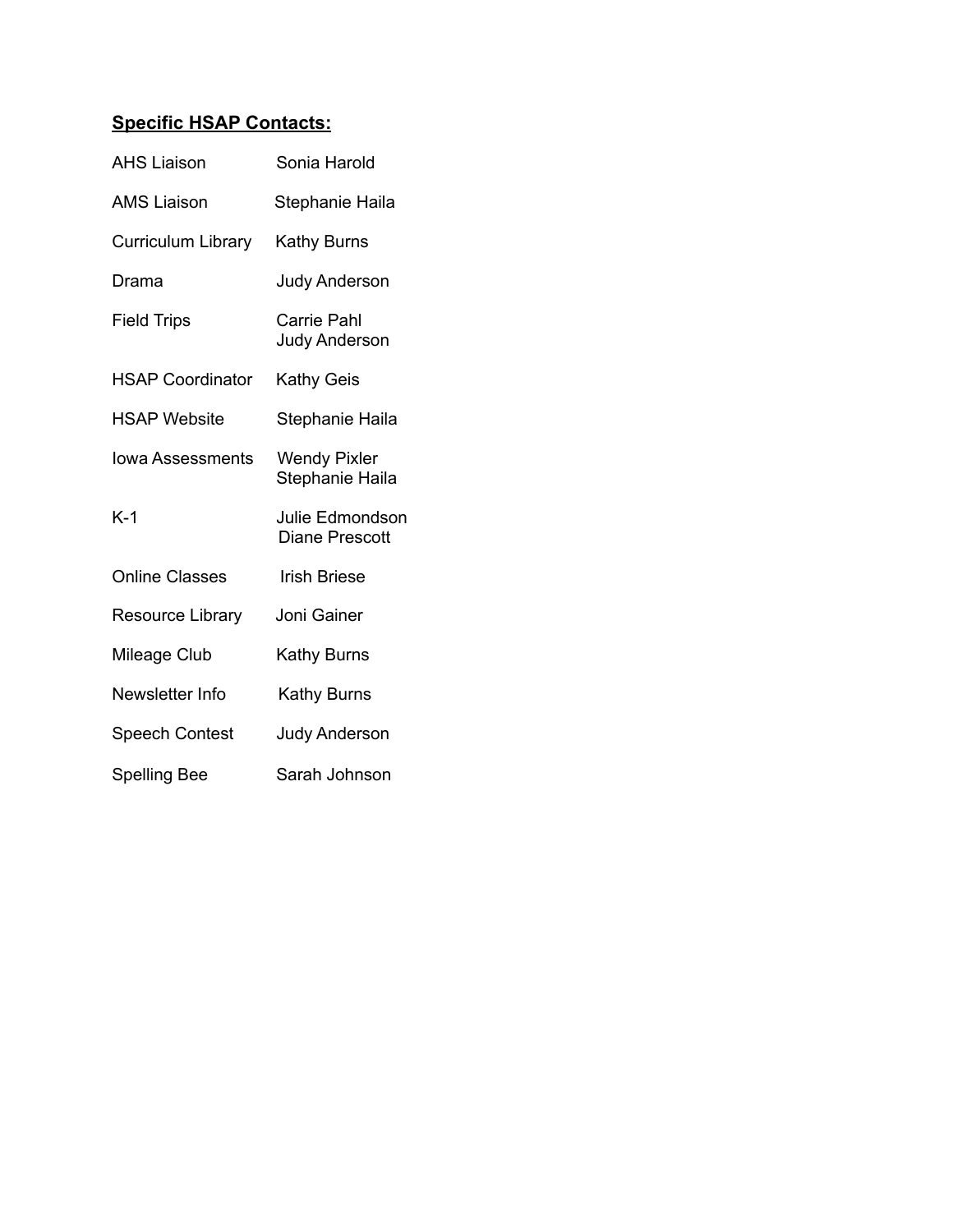**Specific HSAP Contacts:**

| | |
|---|---|
| AHS Liaison | Sonia Harold |
| AMS Liaison | Stephanie Haila |
| Curriculum Library | Kathy Burns |
| Drama | Judy Anderson |
| Field Trips | Carrie Pahl<br>Judy Anderson |
| HSAP Coordinator | Kathy Geis |
| HSAP Website | Stephanie Haila |
| Iowa Assessments | Wendy Pixler<br>Stephanie Haila |
| K-1 | Julie Edmondson<br>Diane Prescott |
| Online Classes | Irish Briese |
| Resource Library | Joni Gainer |
| Mileage Club | Kathy Burns |
| Newsletter Info | Kathy Burns |
| Speech Contest | Judy Anderson |
| Spelling Bee | Sarah Johnson |